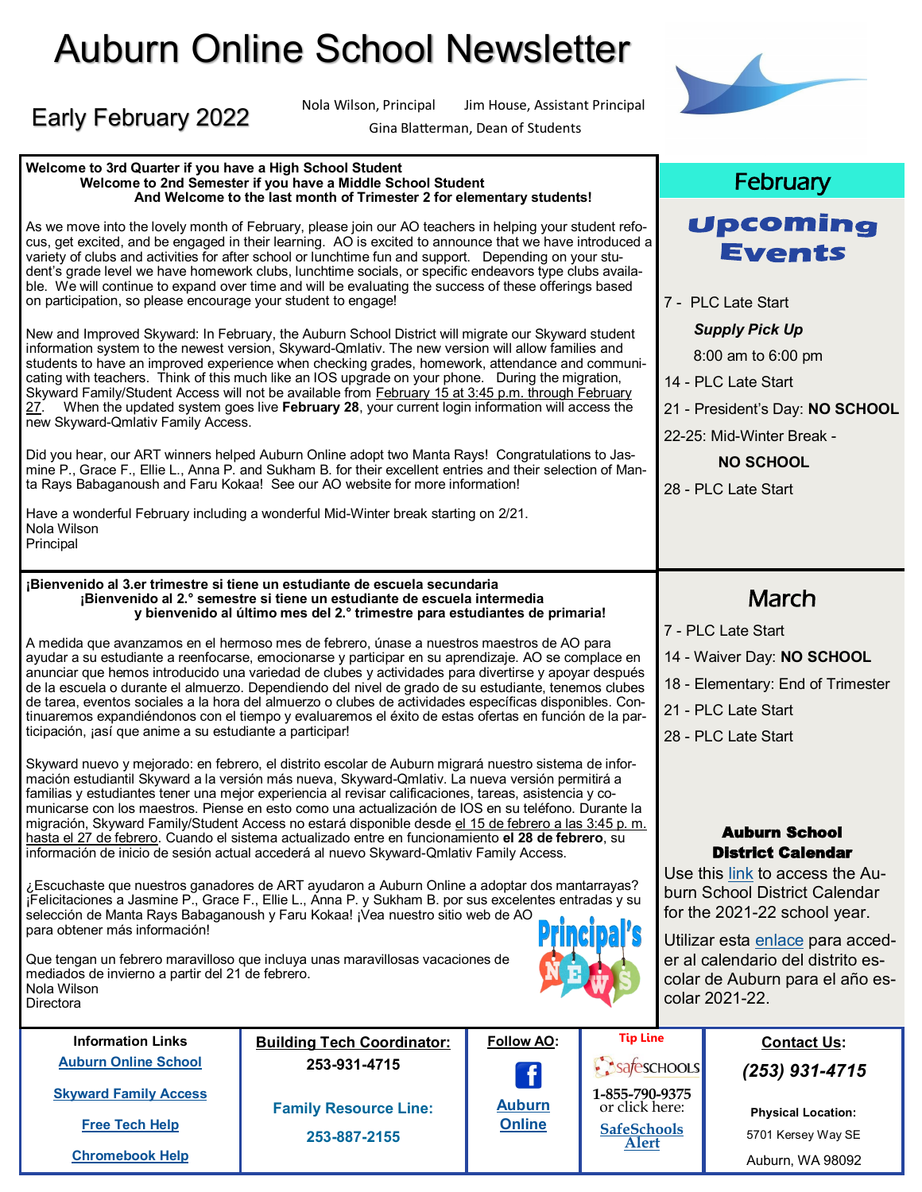# Auburn Online School Newsletter

## Early February 2022

Nola Wilson, Principal    Jim House, Assistant Principal
Gina Blatterman, Dean of Students

**Welcome to 3rd Quarter if you have a High School Student**
**Welcome to 2nd Semester if you have a Middle School Student**
**And Welcome to the last month of Trimester 2 for elementary students!**

As we move into the lovely month of February, please join our AO teachers in helping your student refocus, get excited, and be engaged in their learning. AO is excited to announce that we have introduced a variety of clubs and activities for after school or lunchtime fun and support. Depending on your student's grade level we have homework clubs, lunchtime socials, or specific endeavors type clubs available. We will continue to expand over time and will be evaluating the success of these offerings based on participation, so please encourage your student to engage!

New and Improved Skyward: In February, the Auburn School District will migrate our Skyward student information system to the newest version, Skyward-Qmlativ. The new version will allow families and students to have an improved experience when checking grades, homework, attendance and communicating with teachers. Think of this much like an IOS upgrade on your phone. During the migration, Skyward Family/Student Access will not be available from February 15 at 3:45 p.m. through February 27. When the updated system goes live **February 28**, your current login information will access the new Skyward-Qmlativ Family Access.

Did you hear, our ART winners helped Auburn Online adopt two Manta Rays! Congratulations to Jasmine P., Grace F., Ellie L., Anna P. and Sukham B. for their excellent entries and their selection of Manta Rays Babaganoush and Faru Kokaa! See our AO website for more information!

Have a wonderful February including a wonderful Mid-Winter break starting on 2/21.
Nola Wilson
Principal

**¡Bienvenido al 3.er trimestre si tiene un estudiante de escuela secundaria**
**¡Bienvenido al 2.° semestre si tiene un estudiante de escuela intermedia**
**y bienvenido al último mes del 2.° trimestre para estudiantes de primaria!**

A medida que avanzamos en el hermoso mes de febrero, únase a nuestros maestros de AO para ayudar a su estudiante a reenfocarse, emocionarse y participar en su aprendizaje. AO se complace en anunciar que hemos introducido una variedad de clubes y actividades para divertirse y apoyar después de la escuela o durante el almuerzo. Dependiendo del nivel de grado de su estudiante, tenemos clubes de tarea, eventos sociales a la hora del almuerzo o clubes de actividades específicas disponibles. Continuaremos expandiéndonos con el tiempo y evaluaremos el éxito de estas ofertas en función de la participación, ¡así que anime a su estudiante a participar!

Skyward nuevo y mejorado: en febrero, el distrito escolar de Auburn migrará nuestro sistema de información estudiantil Skyward a la versión más nueva, Skyward-Qmlativ. La nueva versión permitirá a familias y estudiantes tener una mejor experiencia al revisar calificaciones, tareas, asistencia y comunicarse con los maestros. Piense en esto como una actualización de IOS en su teléfono. Durante la migración, Skyward Family/Student Access no estará disponible desde el 15 de febrero a las 3:45 p. m. hasta el 27 de febrero. Cuando el sistema actualizado entre en funcionamiento **el 28 de febrero**, su información de inicio de sesión actual accederá al nuevo Skyward-Qmlativ Family Access.

¿Escuchaste que nuestros ganadores de ART ayudaron a Auburn Online a adoptar dos mantarrayas? ¡Felicitaciones a Jasmine P., Grace F., Ellie L., Anna P. y Sukham B. por sus excelentes entradas y su selección de Manta Rays Babaganoush y Faru Kokaa! ¡Vea nuestro sitio web de AO para obtener más información!

Que tengan un febrero maravilloso que incluya unas maravillosas vacaciones de mediados de invierno a partir del 21 de febrero.
Nola Wilson
Directora

## February

### Upcoming Events

7 - PLC Late Start
*Supply Pick Up*
8:00 am to 6:00 pm
14 - PLC Late Start
21 - President's Day: **NO SCHOOL**
22-25: Mid-Winter Break - **NO SCHOOL**
28 - PLC Late Start

## March

7 - PLC Late Start
14 - Waiver Day: **NO SCHOOL**
18 - Elementary: End of Trimester
21 - PLC Late Start
28 - PLC Late Start

### Auburn School District Calendar

Use this link to access the Auburn School District Calendar for the 2021-22 school year.

Utilizar esta enlace para acceder al calendario del distrito escolar de Auburn para el año escolar 2021-22.

**Information Links**
Auburn Online School
Skyward Family Access
Free Tech Help
Chromebook Help

**Building Tech Coordinator:**
253-931-4715

**Family Resource Line:**
253-887-2155

**Follow AO:**
Auburn Online

**Tip Line**
SafeSchools
1-855-790-9375
or click here:
SafeSchools Alert

**Contact Us:**
*(253) 931-4715*

**Physical Location:**
5701 Kersey Way SE
Auburn, WA 98092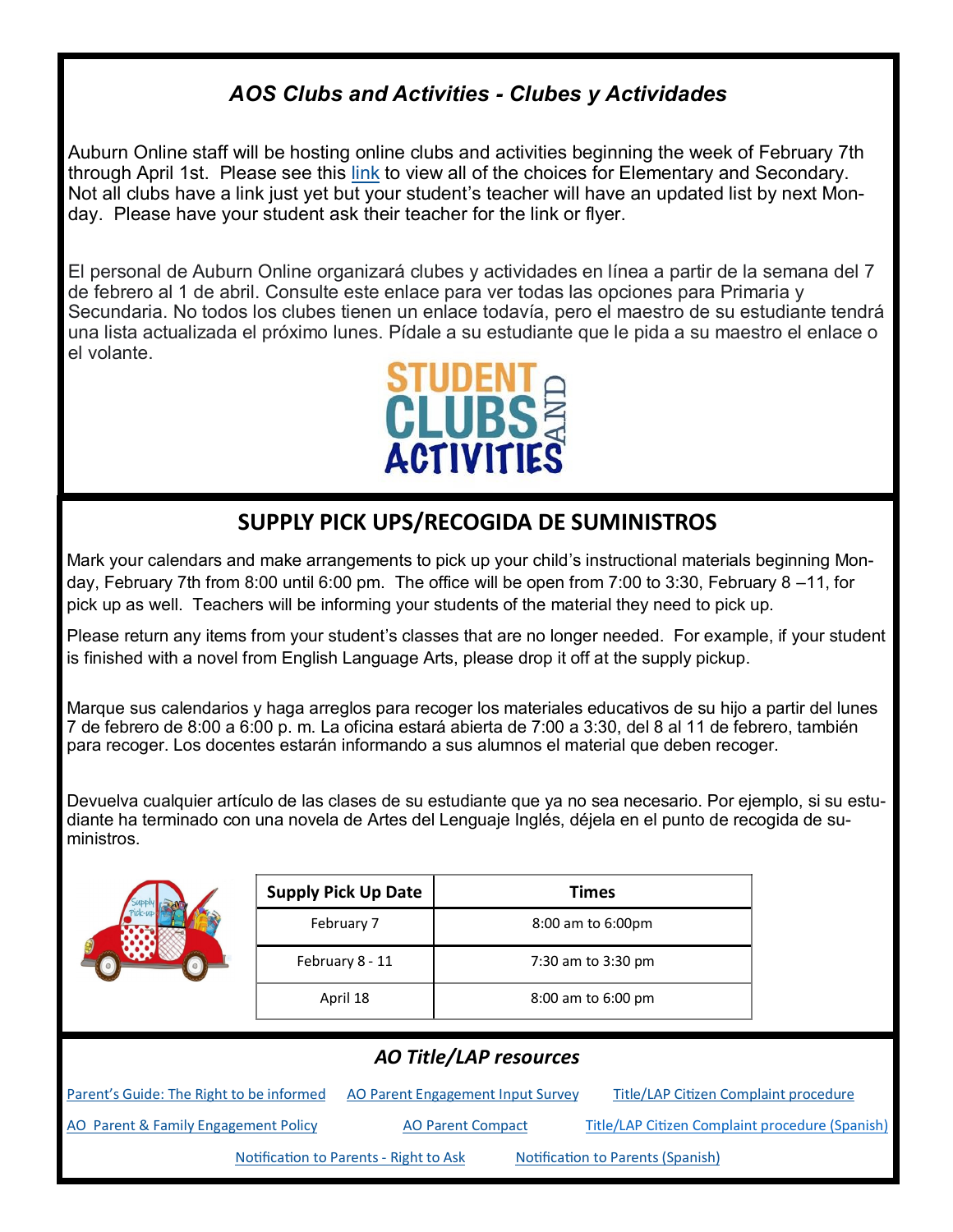## *AOS Clubs and Activities - Clubes y Actividades*

Auburn Online staff will be hosting online clubs and activities beginning the week of February 7th through April 1st. Please see this link to view all of the choices for Elementary and Secondary. Not all clubs have a link just yet but your student's teacher will have an updated list by next Monday. Please have your student ask their teacher for the link or flyer.

El personal de Auburn Online organizará clubes y actividades en línea a partir de la semana del 7 de febrero al 1 de abril. Consulte este enlace para ver todas las opciones para Primaria y Secundaria. No todos los clubes tienen un enlace todavía, pero el maestro de su estudiante tendrá una lista actualizada el próximo lunes. Pídale a su estudiante que le pida a su maestro el enlace o el volante.

## SUPPLY PICK UPS/RECOGIDA DE SUMINISTROS

Mark your calendars and make arrangements to pick up your child's instructional materials beginning Monday, February 7th from 8:00 until 6:00 pm. The office will be open from 7:00 to 3:30, February 8 –11, for pick up as well. Teachers will be informing your students of the material they need to pick up.

Please return any items from your student's classes that are no longer needed. For example, if your student is finished with a novel from English Language Arts, please drop it off at the supply pickup.

Marque sus calendarios y haga arreglos para recoger los materiales educativos de su hijo a partir del lunes 7 de febrero de 8:00 a 6:00 p. m. La oficina estará abierta de 7:00 a 3:30, del 8 al 11 de febrero, también para recoger. Los docentes estarán informando a sus alumnos el material que deben recoger.

Devuelva cualquier artículo de las clases de su estudiante que ya no sea necesario. Por ejemplo, si su estudiante ha terminado con una novela de Artes del Lenguaje Inglés, déjela en el punto de recogida de suministros.

| Supply Pick Up Date | Times |
|---|---|
| February 7 | 8:00 am to 6:00pm |
| February 8 - 11 | 7:30 am to 3:30 pm |
| April 18 | 8:00 am to 6:00 pm |

## *AO Title/LAP resources*

Parent's Guide: The Right to be informed | AO Parent Engagement Input Survey | Title/LAP Citizen Complaint procedure

AO Parent & Family Engagement Policy | AO Parent Compact | Title/LAP Citizen Complaint procedure (Spanish)

Notification to Parents - Right to Ask | Notification to Parents (Spanish)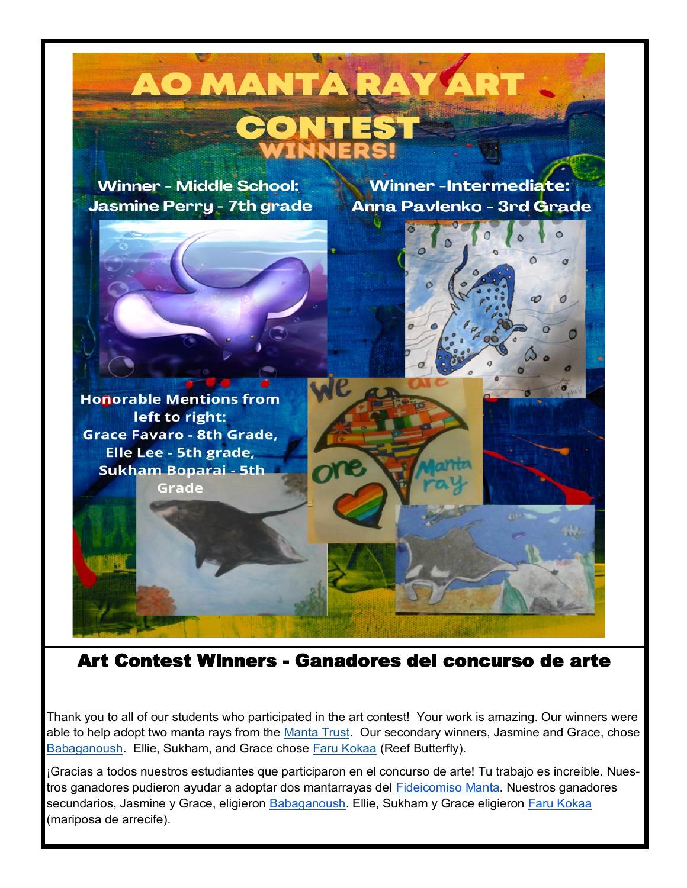# AO MANTA RAY ART CONTEST WINNERS!

**Winner - Middle School: Jasmine Perry - 7th grade**

**Winner -Intermediate: Anna Pavlenko - 3rd Grade**

**Honorable Mentions from left to right: Grace Favaro - 8th Grade, Elle Lee - 5th grade, Sukham Boparai - 5th Grade**

## Art Contest Winners - Ganadores del concurso de arte

Thank you to all of our students who participated in the art contest! Your work is amazing. Our winners were able to help adopt two manta rays from the [Manta Trust](). Our secondary winners, Jasmine and Grace, chose [Babaganoush](). Ellie, Sukham, and Grace chose [Faru Kokaa]() (Reef Butterfly).

¡Gracias a todos nuestros estudiantes que participaron en el concurso de arte! Tu trabajo es increíble. Nuestros ganadores pudieron ayudar a adoptar dos mantarrayas del [Fideicomiso Manta](). Nuestros ganadores secundarios, Jasmine y Grace, eligieron [Babaganoush](). Ellie, Sukham y Grace eligieron [Faru Kokaa]() (mariposa de arrecife).